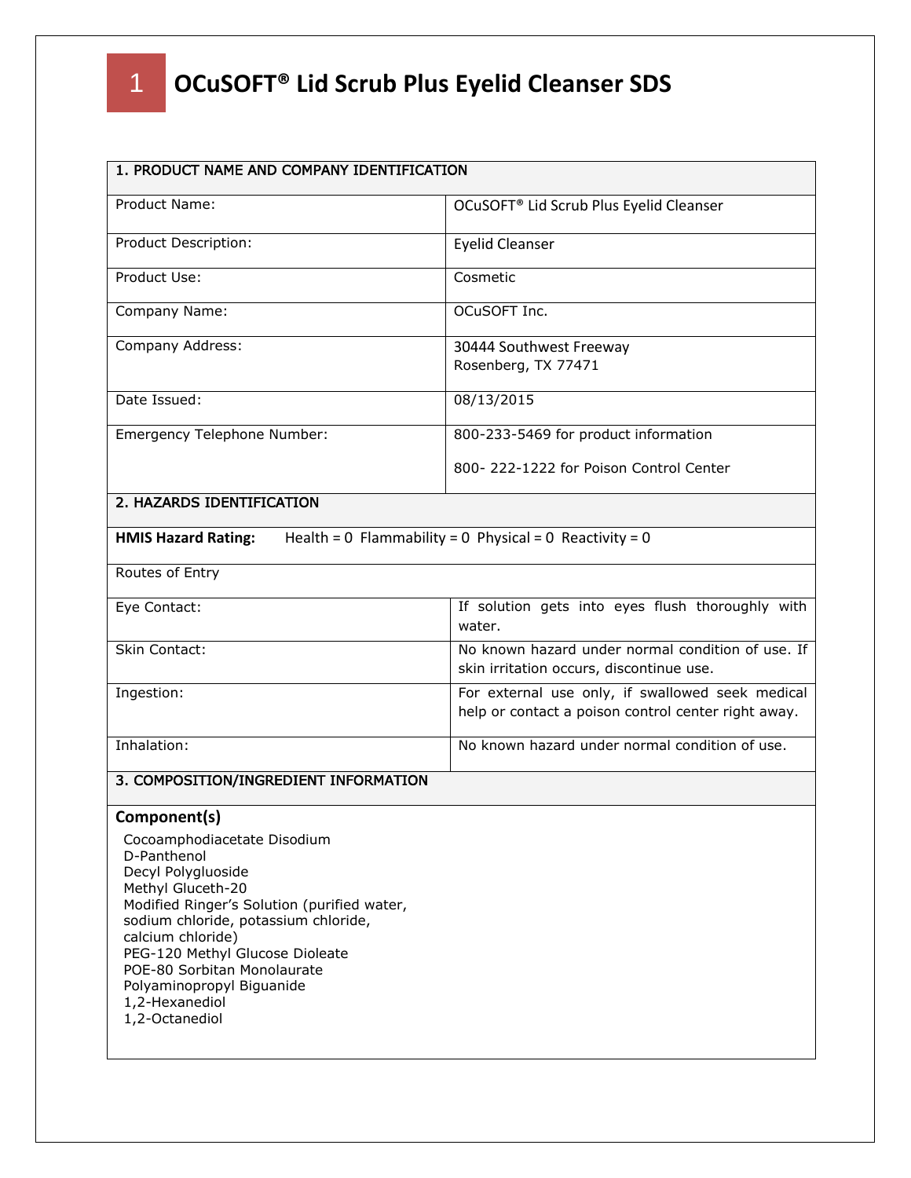# 1 OCuSOFT® Lid Scrub Plus Eyelid Cleanser SDS

| 1. PRODUCT NAME AND COMPANY IDENTIFICATION | |
|---|---|
| Product Name: | OCuSOFT® Lid Scrub Plus Eyelid Cleanser |
| Product Description: | Eyelid Cleanser |
| Product Use: | Cosmetic |
| Company Name: | OCuSOFT Inc. |
| Company Address: | 30444 Southwest Freeway<br>Rosenberg, TX 77471 |
| Date Issued: | 08/13/2015 |
| Emergency Telephone Number: | 800-233-5469 for product information<br><br>800- 222-1222 for Poison Control Center |

| 2. HAZARDS IDENTIFICATION | |
|---|---|
| **HMIS Hazard Rating:** Health = 0 Flammability = 0 Physical = 0 Reactivity = 0 | |
| Routes of Entry | |
| Eye Contact: | If solution gets into eyes flush thoroughly with water. |
| Skin Contact: | No known hazard under normal condition of use. If skin irritation occurs, discontinue use. |
| Ingestion: | For external use only, if swallowed seek medical help or contact a poison control center right away. |
| Inhalation: | No known hazard under normal condition of use. |

## 3. COMPOSITION/INGREDIENT INFORMATION

**Component(s)**

Cocoamphodiacetate Disodium
D-Panthenol
Decyl Polygluoside
Methyl Gluceth-20
Modified Ringer's Solution (purified water, sodium chloride, potassium chloride, calcium chloride)
PEG-120 Methyl Glucose Dioleate
POE-80 Sorbitan Monolaurate
Polyaminopropyl Biguanide
1,2-Hexanediol
1,2-Octanediol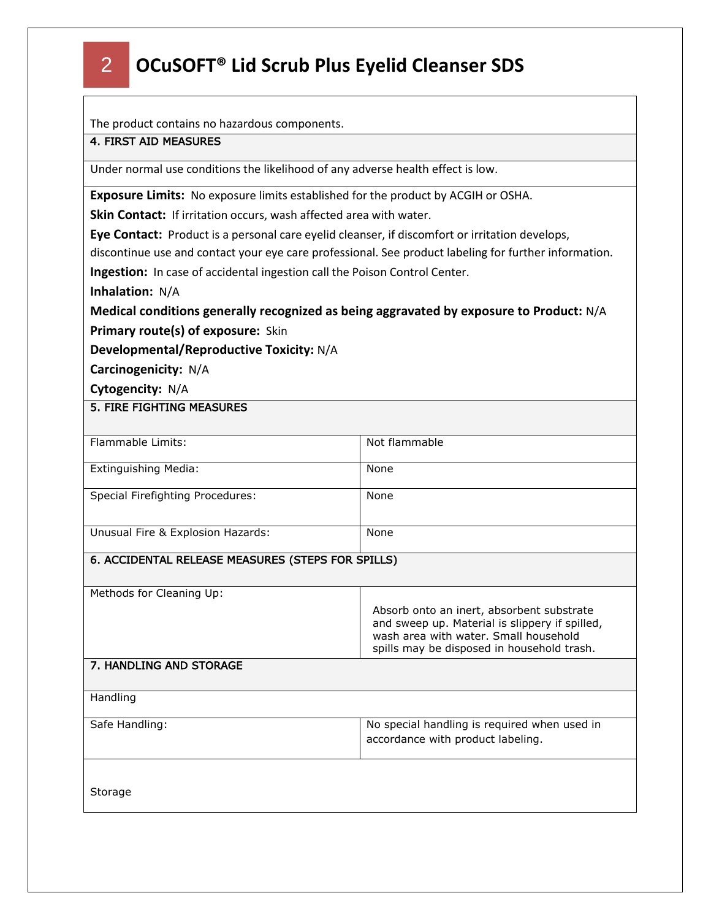The product contains no hazardous components.

## 4. FIRST AID MEASURES

Under normal use conditions the likelihood of any adverse health effect is low.

**Exposure Limits:** No exposure limits established for the product by ACGIH or OSHA.

**Skin Contact:** If irritation occurs, wash affected area with water.

**Eye Contact:** Product is a personal care eyelid cleanser, if discomfort or irritation develops, discontinue use and contact your eye care professional. See product labeling for further information.

**Ingestion:** In case of accidental ingestion call the Poison Control Center.

**Inhalation:** N/A

**Medical conditions generally recognized as being aggravated by exposure to Product:** N/A

**Primary route(s) of exposure:** Skin

**Developmental/Reproductive Toxicity:** N/A

**Carcinogenicity:** N/A

**Cytogencity:** N/A

## 5. FIRE FIGHTING MEASURES

| | |
|---|---|
| Flammable Limits: | Not flammable |
| Extinguishing Media: | None |
| Special Firefighting Procedures: | None |
| Unusual Fire & Explosion Hazards: | None |

## 6. ACCIDENTAL RELEASE MEASURES (STEPS FOR SPILLS)

| | |
|---|---|
| Methods for Cleaning Up: | Absorb onto an inert, absorbent substrate and sweep up. Material is slippery if spilled, wash area with water. Small household spills may be disposed in household trash. |

## 7. HANDLING AND STORAGE

Handling

| | |
|---|---|
| Safe Handling: | No special handling is required when used in accordance with product labeling. |

Storage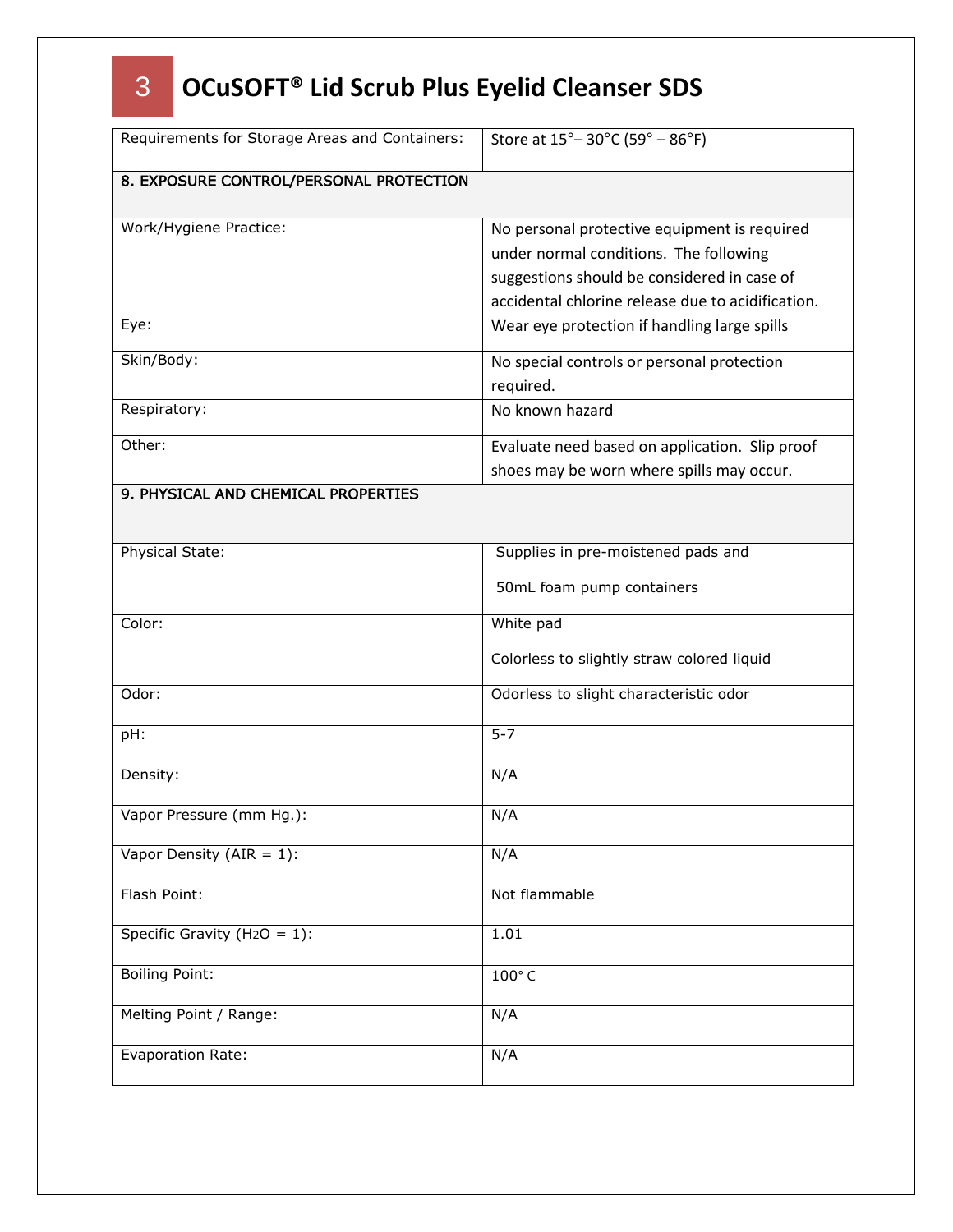| Requirements for Storage Areas and Containers: | Store at 15°– 30°C (59° – 86°F) |
|---|---|
| **8. EXPOSURE CONTROL/PERSONAL PROTECTION** | |
| Work/Hygiene Practice: | No personal protective equipment is required under normal conditions. The following suggestions should be considered in case of accidental chlorine release due to acidification. |
| Eye: | Wear eye protection if handling large spills |
| Skin/Body: | No special controls or personal protection required. |
| Respiratory: | No known hazard |
| Other: | Evaluate need based on application. Slip proof shoes may be worn where spills may occur. |
| **9. PHYSICAL AND CHEMICAL PROPERTIES** | |
| Physical State: | Supplies in pre-moistened pads and 50mL foam pump containers |
| Color: | White pad<br>Colorless to slightly straw colored liquid |
| Odor: | Odorless to slight characteristic odor |
| pH: | 5-7 |
| Density: | N/A |
| Vapor Pressure (mm Hg.): | N/A |
| Vapor Density (AIR = 1): | N/A |
| Flash Point: | Not flammable |
| Specific Gravity ($H_2O$ = 1): | 1.01 |
| Boiling Point: | 100° C |
| Melting Point / Range: | N/A |
| Evaporation Rate: | N/A |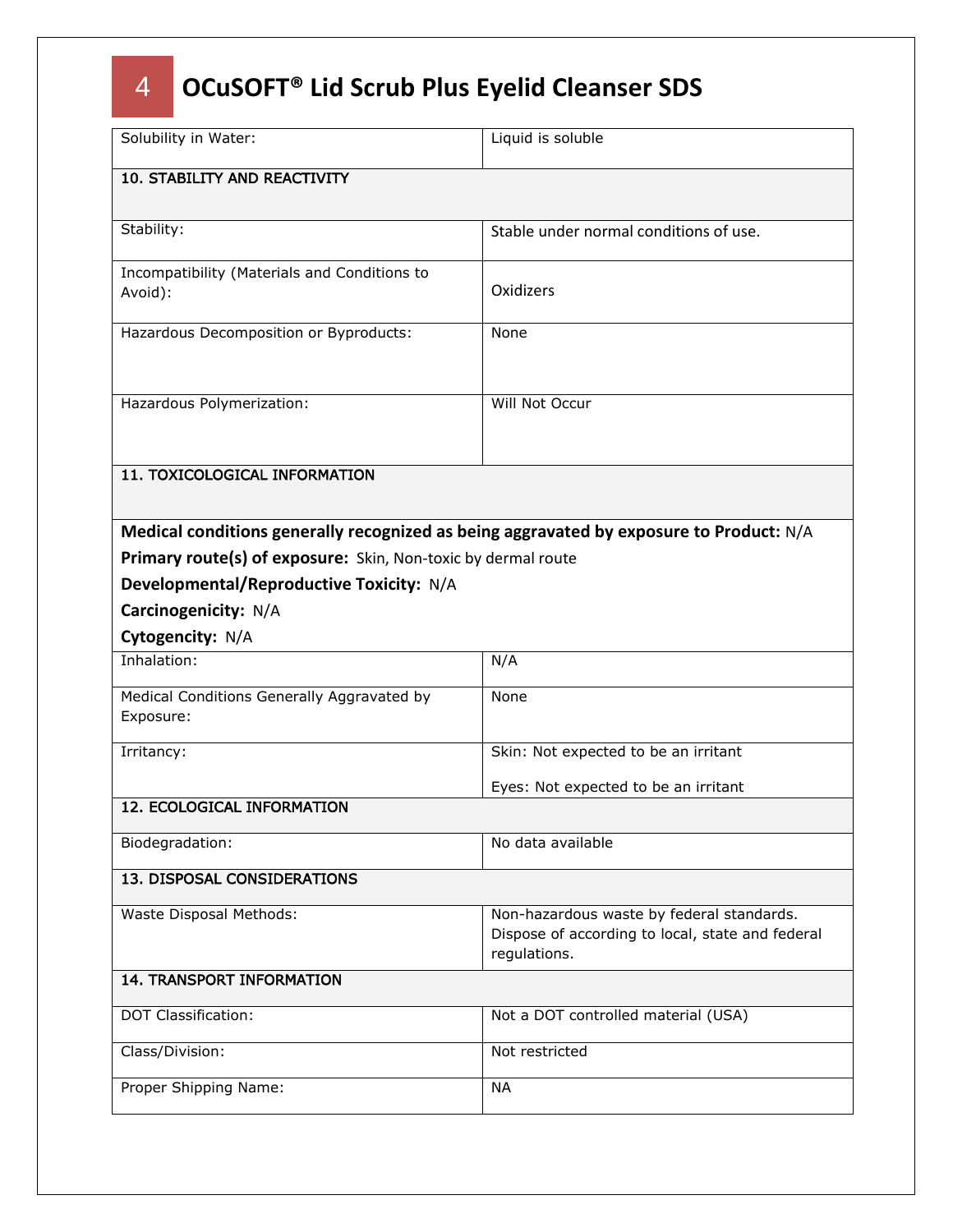| | |
|---|---|
| Solubility in Water: | Liquid is soluble |

## 10. STABILITY AND REACTIVITY

| | |
|---|---|
| Stability: | Stable under normal conditions of use. |
| Incompatibility (Materials and Conditions to Avoid): | Oxidizers |
| Hazardous Decomposition or Byproducts: | None |
| Hazardous Polymerization: | Will Not Occur |

## 11. TOXICOLOGICAL INFORMATION

**Medical conditions generally recognized as being aggravated by exposure to Product:** N/A

**Primary route(s) of exposure:** Skin, Non-toxic by dermal route

**Developmental/Reproductive Toxicity:** N/A

**Carcinogenicity:** N/A

**Cytogencity:** N/A

| | |
|---|---|
| Inhalation: | N/A |
| Medical Conditions Generally Aggravated by Exposure: | None |
| Irritancy: | Skin: Not expected to be an irritant<br><br>Eyes: Not expected to be an irritant |

## 12. ECOLOGICAL INFORMATION

| | |
|---|---|
| Biodegradation: | No data available |

## 13. DISPOSAL CONSIDERATIONS

| | |
|---|---|
| Waste Disposal Methods: | Non-hazardous waste by federal standards. Dispose of according to local, state and federal regulations. |

## 14. TRANSPORT INFORMATION

| | |
|---|---|
| DOT Classification: | Not a DOT controlled material (USA) |
| Class/Division: | Not restricted |
| Proper Shipping Name: | NA |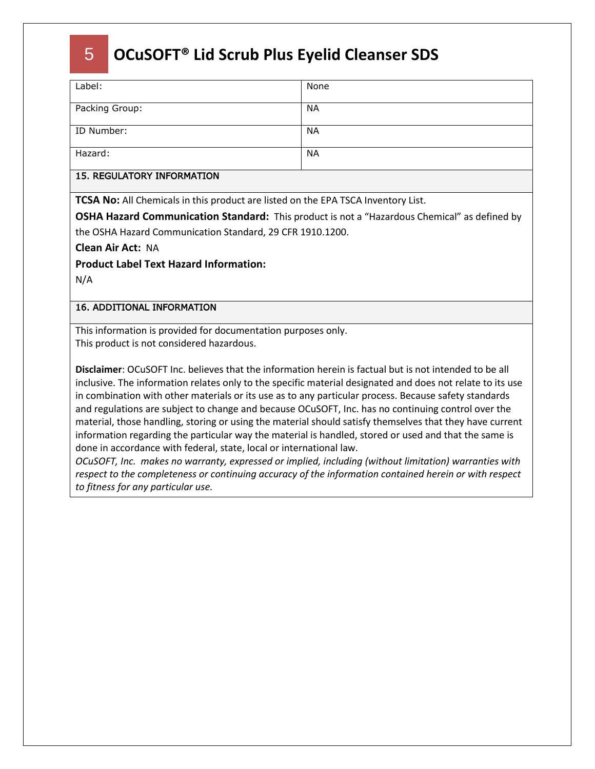# OCuSOFT® Lid Scrub Plus Eyelid Cleanser SDS

| | |
|---|---|
| Label: | None |
| Packing Group: | NA |
| ID Number: | NA |
| Hazard: | NA |

## 15. REGULATORY INFORMATION

**TCSA No:** All Chemicals in this product are listed on the EPA TSCA Inventory List.

**OSHA Hazard Communication Standard:** This product is not a “Hazardous Chemical” as defined by the OSHA Hazard Communication Standard, 29 CFR 1910.1200.

**Clean Air Act:** NA

**Product Label Text Hazard Information:**

N/A

## 16. ADDITIONAL INFORMATION

This information is provided for documentation purposes only.
This product is not considered hazardous.

**Disclaimer**: OCuSOFT Inc. believes that the information herein is factual but is not intended to be all inclusive. The information relates only to the specific material designated and does not relate to its use in combination with other materials or its use as to any particular process. Because safety standards and regulations are subject to change and because OCuSOFT, Inc. has no continuing control over the material, those handling, storing or using the material should satisfy themselves that they have current information regarding the particular way the material is handled, stored or used and that the same is done in accordance with federal, state, local or international law.
*OCuSOFT, Inc. makes no warranty, expressed or implied, including (without limitation) warranties with respect to the completeness or continuing accuracy of the information contained herein or with respect to fitness for any particular use.*